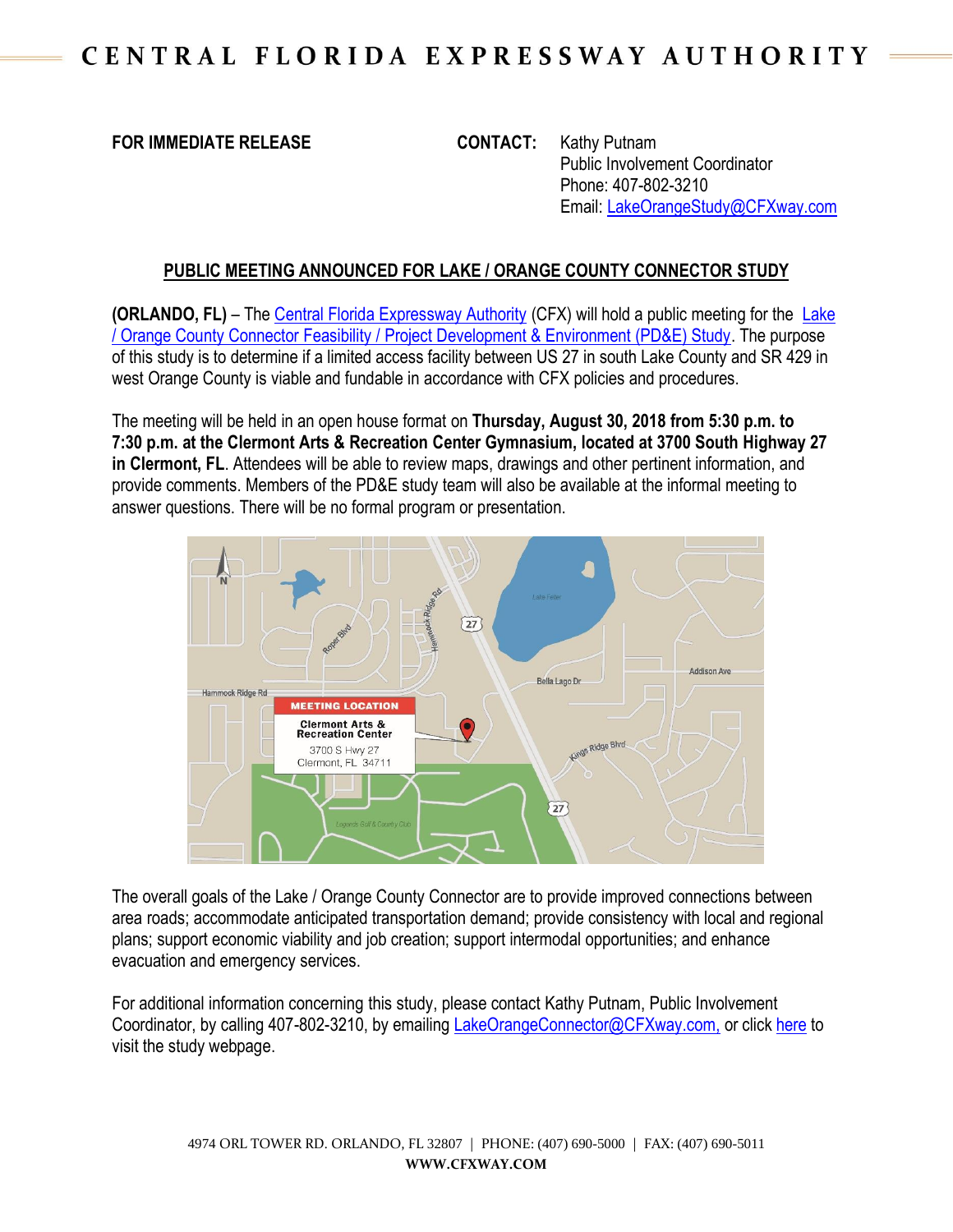# CENTRAL FLORIDA EXPRESSWAY AUTHORITY

**FOR IMMEDIATE RELEASE**

**CONTACT:** Kathy Putnam
Public Involvement Coordinator
Phone: 407-802-3210
Email: LakeOrangeStudy@CFXway.com

## PUBLIC MEETING ANNOUNCED FOR LAKE / ORANGE COUNTY CONNECTOR STUDY

**(ORLANDO, FL)** – The Central Florida Expressway Authority (CFX) will hold a public meeting for the Lake / Orange County Connector Feasibility / Project Development & Environment (PD&E) Study. The purpose of this study is to determine if a limited access facility between US 27 in south Lake County and SR 429 in west Orange County is viable and fundable in accordance with CFX policies and procedures.

The meeting will be held in an open house format on **Thursday, August 30, 2018 from 5:30 p.m. to 7:30 p.m. at the Clermont Arts & Recreation Center Gymnasium, located at 3700 South Highway 27 in Clermont, FL**. Attendees will be able to review maps, drawings and other pertinent information, and provide comments. Members of the PD&E study team will also be available at the informal meeting to answer questions. There will be no formal program or presentation.

MEETING LOCATION
Clermont Arts & Recreation Center
3700 S Hwy 27
Clermont, FL 34711

The overall goals of the Lake / Orange County Connector are to provide improved connections between area roads; accommodate anticipated transportation demand; provide consistency with local and regional plans; support economic viability and job creation; support intermodal opportunities; and enhance evacuation and emergency services.

For additional information concerning this study, please contact Kathy Putnam, Public Involvement Coordinator, by calling 407-802-3210, by emailing LakeOrangeConnector@CFXway.com, or click here to visit the study webpage.

4974 ORL TOWER RD. ORLANDO, FL 32807 | PHONE: (407) 690-5000 | FAX: (407) 690-5011
**WWW.CFXWAY.COM**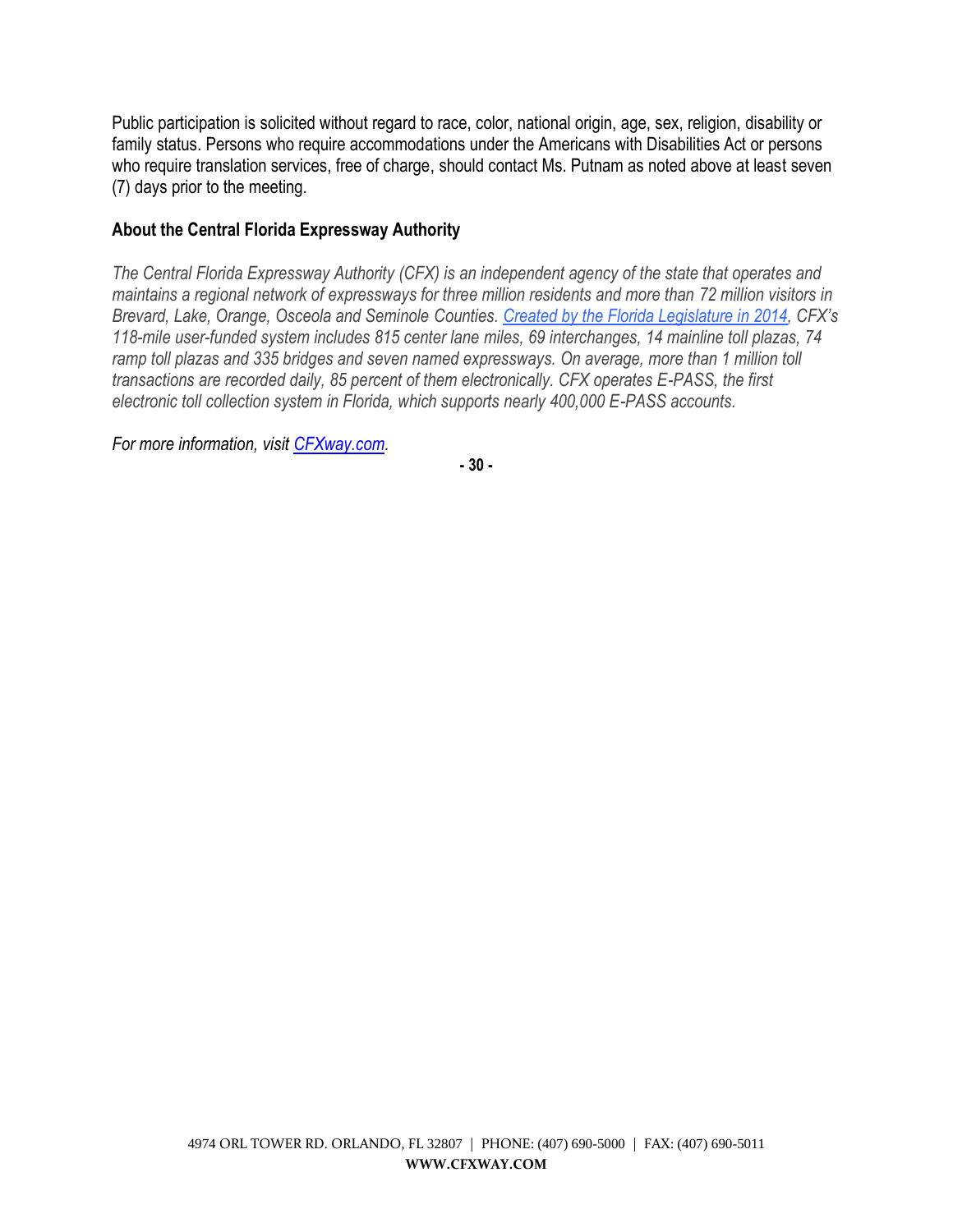Public participation is solicited without regard to race, color, national origin, age, sex, religion, disability or family status. Persons who require accommodations under the Americans with Disabilities Act or persons who require translation services, free of charge, should contact Ms. Putnam as noted above at least seven (7) days prior to the meeting.

**About the Central Florida Expressway Authority**

*The Central Florida Expressway Authority (CFX) is an independent agency of the state that operates and maintains a regional network of expressways for three million residents and more than 72 million visitors in Brevard, Lake, Orange, Osceola and Seminole Counties. Created by the Florida Legislature in 2014, CFX's 118-mile user-funded system includes 815 center lane miles, 69 interchanges, 14 mainline toll plazas, 74 ramp toll plazas and 335 bridges and seven named expressways. On average, more than 1 million toll transactions are recorded daily, 85 percent of them electronically. CFX operates E-PASS, the first electronic toll collection system in Florida, which supports nearly 400,000 E-PASS accounts.*

*For more information, visit CFXway.com.*

**- 30 -**

4974 ORL TOWER RD. ORLANDO, FL 32807 | PHONE: (407) 690-5000 | FAX: (407) 690-5011
**WWW.CFXWAY.COM**